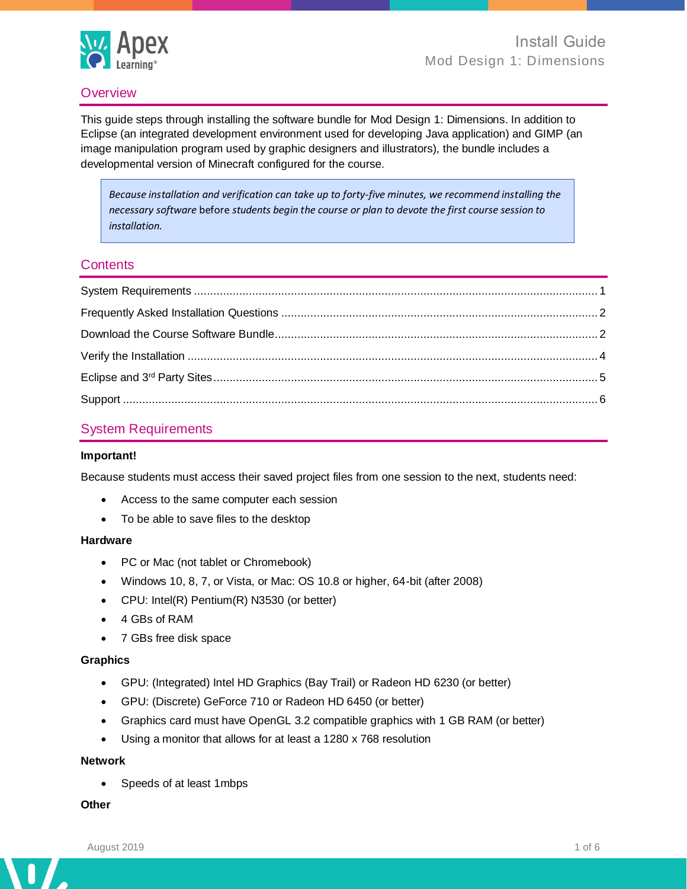# Install Guide

## Mod Design 1: Dimensions

## Overview

This guide steps through installing the software bundle for Mod Design 1: Dimensions. In addition to Eclipse (an integrated development environment used for developing Java application) and GIMP (an image manipulation program used by graphic designers and illustrators), the bundle includes a developmental version of Minecraft configured for the course.

> *Because installation and verification can take up to forty-five minutes, we recommend installing the necessary software* before *students begin the course or plan to devote the first course session to installation.*

## Contents

- System Requirements ..... 1
- Frequently Asked Installation Questions ..... 2
- Download the Course Software Bundle ..... 2
- Verify the Installation ..... 4
- Eclipse and 3rd Party Sites ..... 5
- Support ..... 6

## System Requirements

**Important!**

Because students must access their saved project files from one session to the next, students need:

- Access to the same computer each session
- To be able to save files to the desktop

**Hardware**

- PC or Mac (not tablet or Chromebook)
- Windows 10, 8, 7, or Vista, or Mac: OS 10.8 or higher, 64-bit (after 2008)
- CPU: Intel(R) Pentium(R) N3530 (or better)
- 4 GBs of RAM
- 7 GBs free disk space

**Graphics**

- GPU: (Integrated) Intel HD Graphics (Bay Trail) or Radeon HD 6230 (or better)
- GPU: (Discrete) GeForce 710 or Radeon HD 6450 (or better)
- Graphics card must have OpenGL 3.2 compatible graphics with 1 GB RAM (or better)
- Using a monitor that allows for at least a 1280 x 768 resolution

**Network**

- Speeds of at least 1mbps

**Other**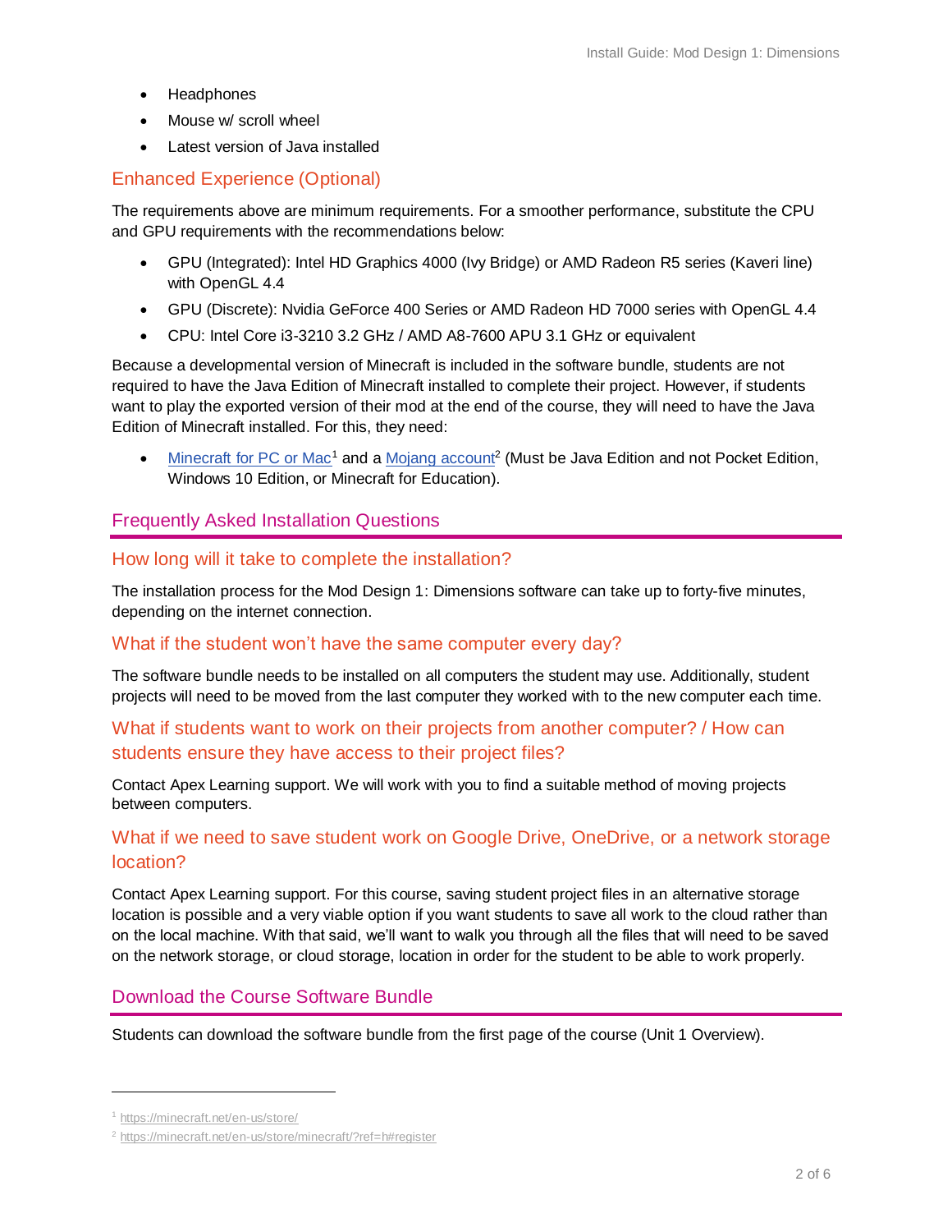- Headphones
- Mouse w/ scroll wheel
- Latest version of Java installed

### Enhanced Experience (Optional)

The requirements above are minimum requirements. For a smoother performance, substitute the CPU and GPU requirements with the recommendations below:

- GPU (Integrated): Intel HD Graphics 4000 (Ivy Bridge) or AMD Radeon R5 series (Kaveri line) with OpenGL 4.4
- GPU (Discrete): Nvidia GeForce 400 Series or AMD Radeon HD 7000 series with OpenGL 4.4
- CPU: Intel Core i3-3210 3.2 GHz / AMD A8-7600 APU 3.1 GHz or equivalent

Because a developmental version of Minecraft is included in the software bundle, students are not required to have the Java Edition of Minecraft installed to complete their project. However, if students want to play the exported version of their mod at the end of the course, they will need to have the Java Edition of Minecraft installed. For this, they need:

- Minecraft for PC or Mac[1] and a Mojang account[2] (Must be Java Edition and not Pocket Edition, Windows 10 Edition, or Minecraft for Education).

## Frequently Asked Installation Questions

### How long will it take to complete the installation?

The installation process for the Mod Design 1: Dimensions software can take up to forty-five minutes, depending on the internet connection.

### What if the student won't have the same computer every day?

The software bundle needs to be installed on all computers the student may use. Additionally, student projects will need to be moved from the last computer they worked with to the new computer each time.

### What if students want to work on their projects from another computer? / How can students ensure they have access to their project files?

Contact Apex Learning support. We will work with you to find a suitable method of moving projects between computers.

### What if we need to save student work on Google Drive, OneDrive, or a network storage location?

Contact Apex Learning support. For this course, saving student project files in an alternative storage location is possible and a very viable option if you want students to save all work to the cloud rather than on the local machine. With that said, we'll want to walk you through all the files that will need to be saved on the network storage, or cloud storage, location in order for the student to be able to work properly.

## Download the Course Software Bundle

Students can download the software bundle from the first page of the course (Unit 1 Overview).

---

[1] https://minecraft.net/en-us/store/

[2] https://minecraft.net/en-us/store/minecraft/?ref=h#register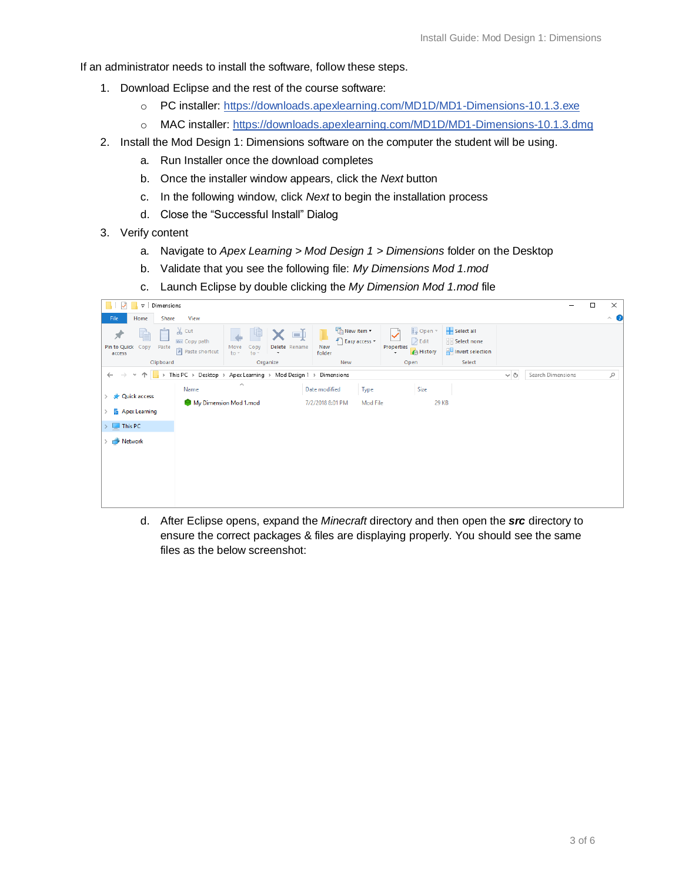If an administrator needs to install the software, follow these steps.

1. Download Eclipse and the rest of the course software:
   - PC installer: [https://downloads.apexlearning.com/MD1D/MD1-Dimensions-10.1.3.exe](https://downloads.apexlearning.com/MD1D/MD1-Dimensions-10.1.3.exe)
   - MAC installer: [https://downloads.apexlearning.com/MD1D/MD1-Dimensions-10.1.3.dmg](https://downloads.apexlearning.com/MD1D/MD1-Dimensions-10.1.3.dmg)
2. Install the Mod Design 1: Dimensions software on the computer the student will be using.
   a. Run Installer once the download completes
   b. Once the installer window appears, click the *Next* button
   c. In the following window, click *Next* to begin the installation process
   d. Close the "Successful Install" Dialog
3. Verify content
   a. Navigate to *Apex Learning > Mod Design 1 > Dimensions* folder on the Desktop
   b. Validate that you see the following file: *My Dimensions Mod 1.mod*
   c. Launch Eclipse by double clicking the *My Dimension Mod 1.mod* file

   d. After Eclipse opens, expand the *Minecraft* directory and then open the ***src*** directory to ensure the correct packages & files are displaying properly. You should see the same files as the below screenshot: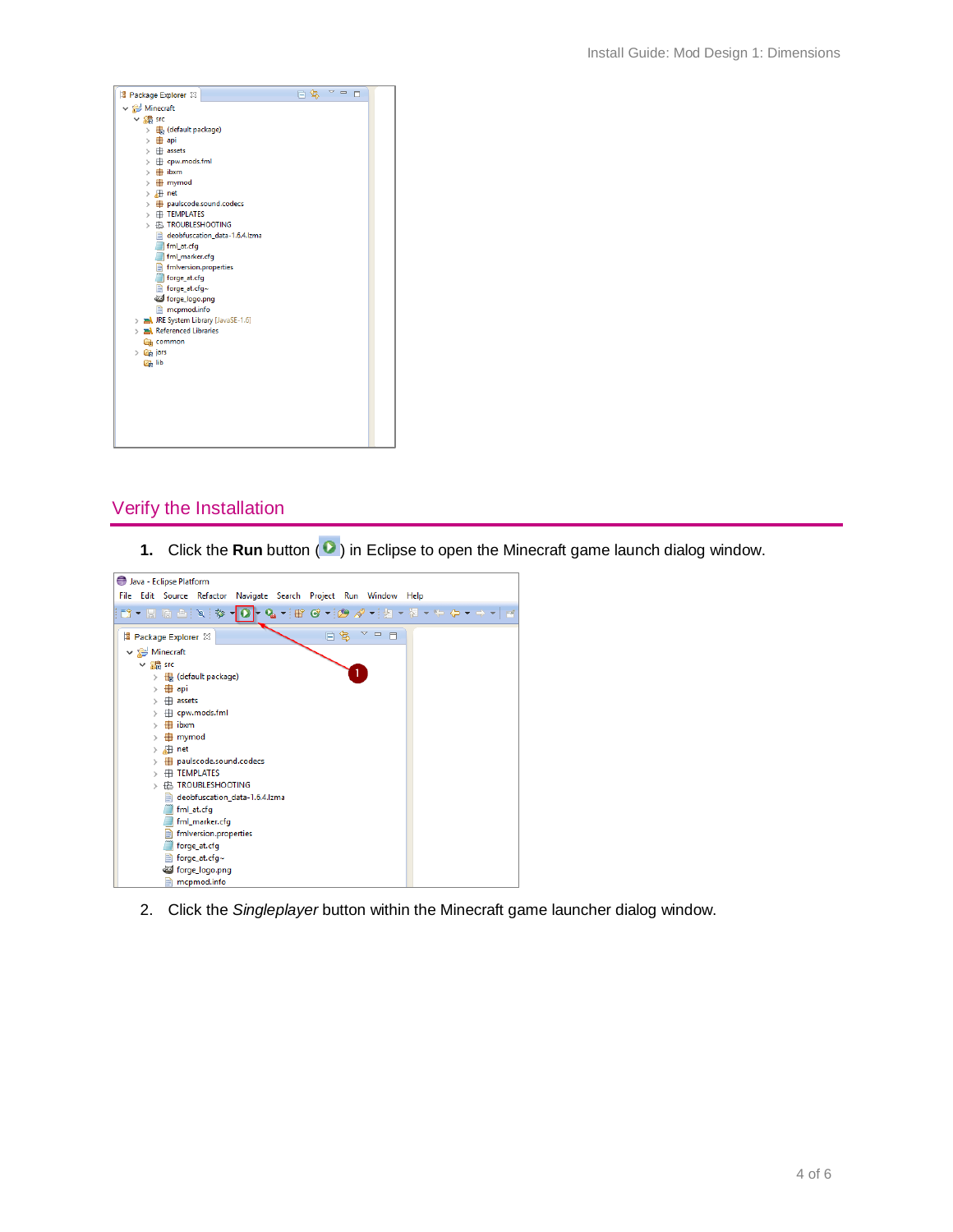## Verify the Installation

1. Click the **Run** button ( ) in Eclipse to open the Minecraft game launch dialog window.

2. Click the *Singleplayer* button within the Minecraft game launcher dialog window.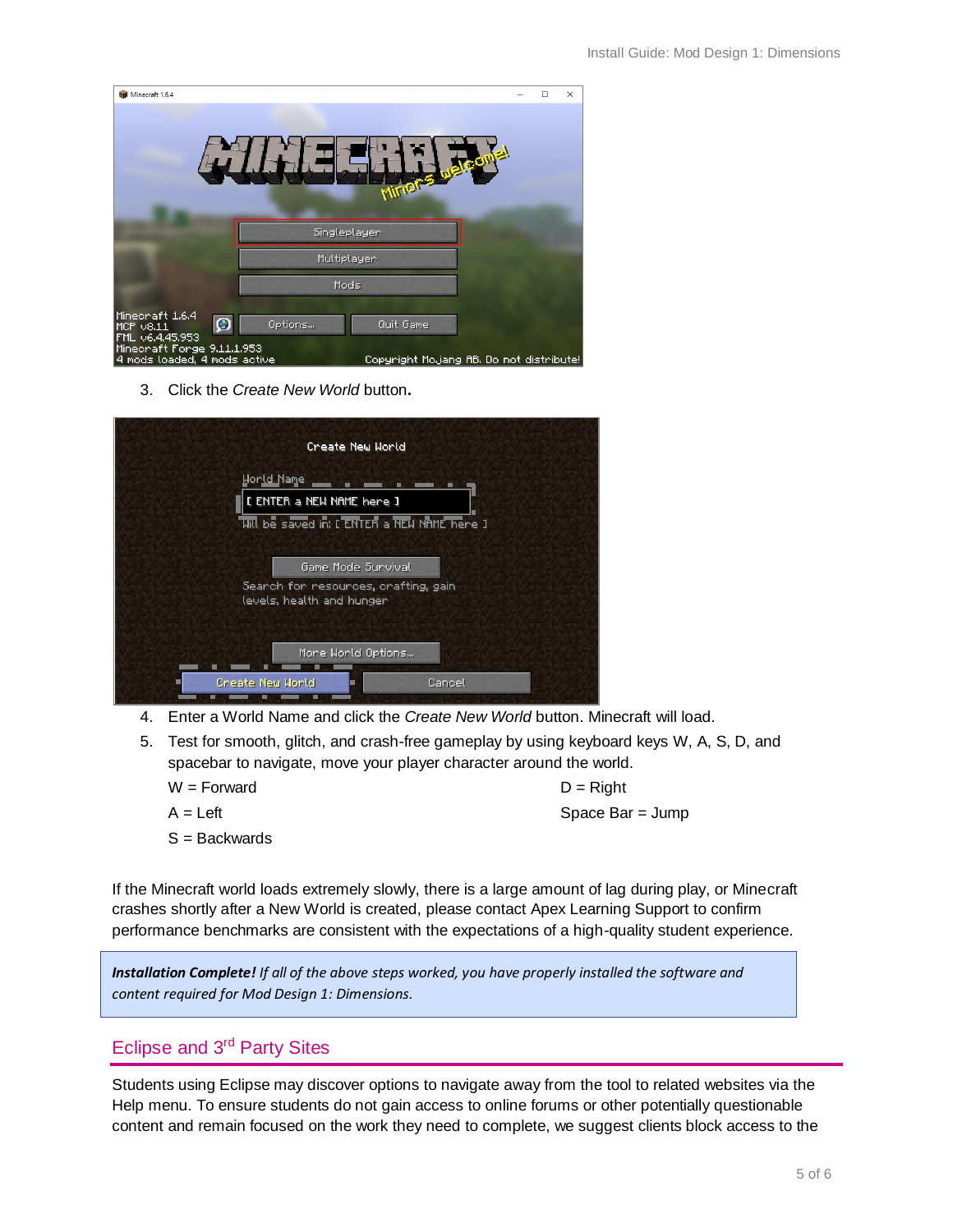3. Click the *Create New World* button**.**

4. Enter a World Name and click the *Create New World* button. Minecraft will load.
5. Test for smooth, glitch, and crash-free gameplay by using keyboard keys W, A, S, D, and spacebar to navigate, move your player character around the world.

   W = Forward
   
   A = Left
   
   S = Backwards
   
   D = Right
   
   Space Bar = Jump

If the Minecraft world loads extremely slowly, there is a large amount of lag during play, or Minecraft crashes shortly after a New World is created, please contact Apex Learning Support to confirm performance benchmarks are consistent with the expectations of a high-quality student experience.

> ***Installation Complete!*** *If all of the above steps worked, you have properly installed the software and content required for Mod Design 1: Dimensions.*

## Eclipse and 3rd Party Sites

Students using Eclipse may discover options to navigate away from the tool to related websites via the Help menu. To ensure students do not gain access to online forums or other potentially questionable content and remain focused on the work they need to complete, we suggest clients block access to the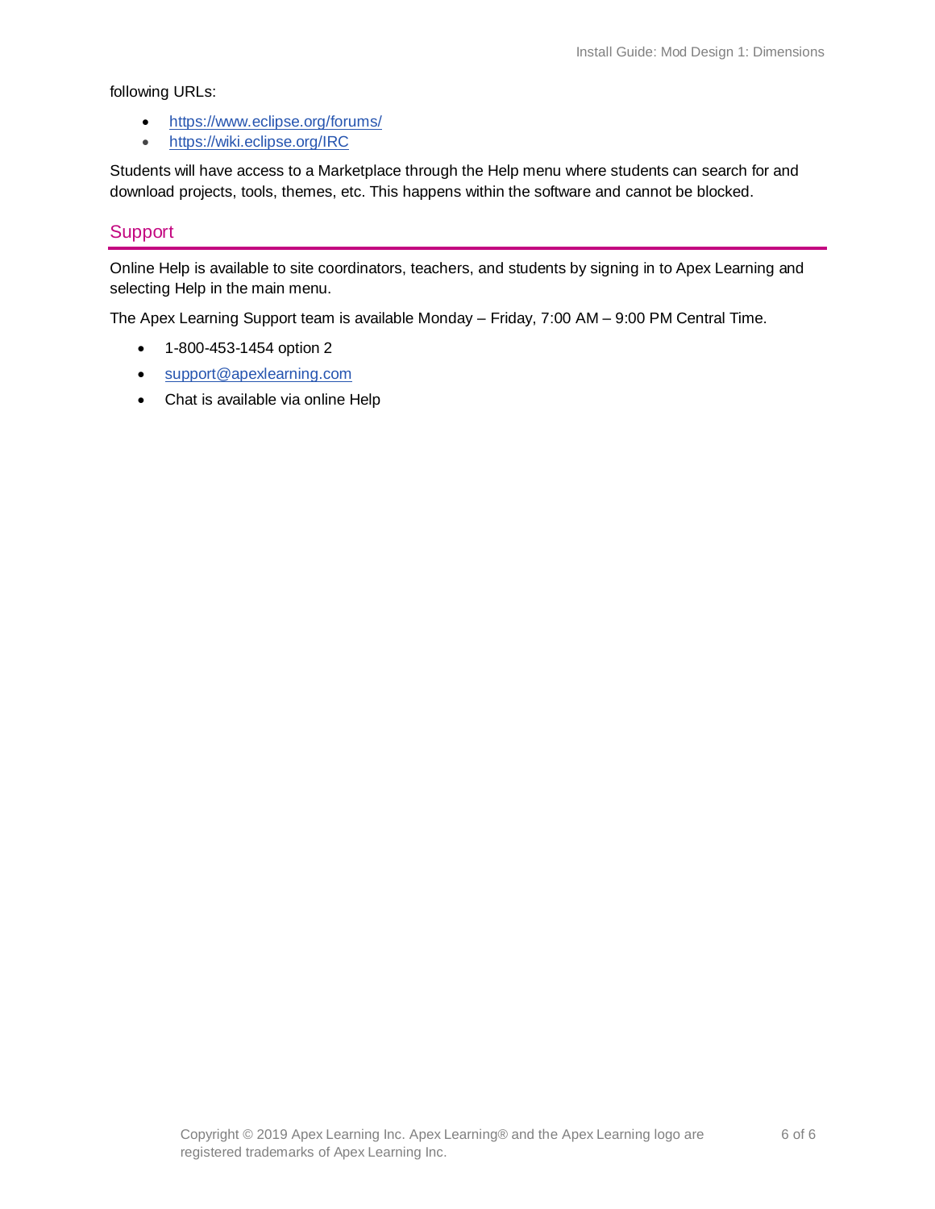following URLs:

- https://www.eclipse.org/forums/
- https://wiki.eclipse.org/IRC

Students will have access to a Marketplace through the Help menu where students can search for and download projects, tools, themes, etc. This happens within the software and cannot be blocked.

## Support

Online Help is available to site coordinators, teachers, and students by signing in to Apex Learning and selecting Help in the main menu.

The Apex Learning Support team is available Monday – Friday, 7:00 AM – 9:00 PM Central Time.

- 1-800-453-1454 option 2
- support@apexlearning.com
- Chat is available via online Help